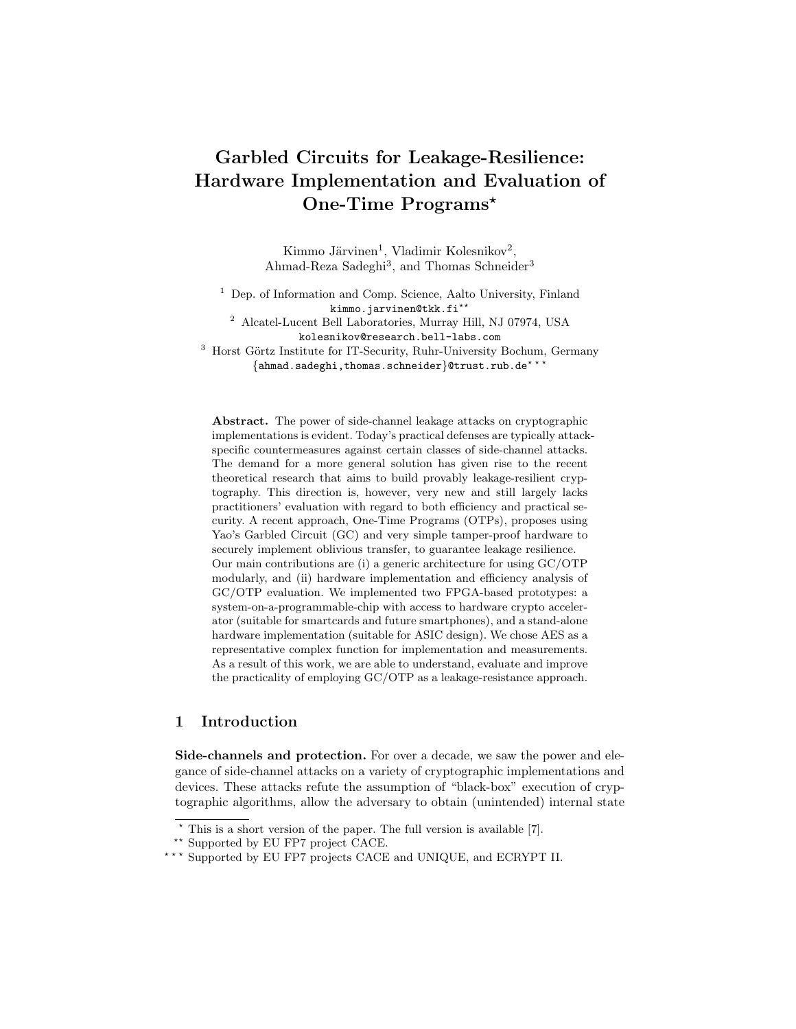# Garbled Circuits for Leakage-Resilience: Hardware Implementation and Evaluation of One-Time Programs*

Kimmo Järvinen[1], Vladimir Kolesnikov[2], Ahmad-Reza Sadeghi[3], and Thomas Schneider[3]

[1] Dep. of Information and Comp. Science, Aalto University, Finland
kimmo.jarvinen@tkk.fi**

[2] Alcatel-Lucent Bell Laboratories, Murray Hill, NJ 07974, USA
kolesnikov@research.bell-labs.com

[3] Horst Görtz Institute for IT-Security, Ruhr-University Bochum, Germany
{ahmad.sadeghi,thomas.schneider}@trust.rub.de***

**Abstract.** The power of side-channel leakage attacks on cryptographic implementations is evident. Today's practical defenses are typically attack-specific countermeasures against certain classes of side-channel attacks. The demand for a more general solution has given rise to the recent theoretical research that aims to build provably leakage-resilient cryptography. This direction is, however, very new and still largely lacks practitioners' evaluation with regard to both efficiency and practical security. A recent approach, One-Time Programs (OTPs), proposes using Yao's Garbled Circuit (GC) and very simple tamper-proof hardware to securely implement oblivious transfer, to guarantee leakage resilience.
Our main contributions are (i) a generic architecture for using GC/OTP modularly, and (ii) hardware implementation and efficiency analysis of GC/OTP evaluation. We implemented two FPGA-based prototypes: a system-on-a-programmable-chip with access to hardware crypto accelerator (suitable for smartcards and future smartphones), and a stand-alone hardware implementation (suitable for ASIC design). We chose AES as a representative complex function for implementation and measurements. As a result of this work, we are able to understand, evaluate and improve the practicality of employing GC/OTP as a leakage-resistance approach.

## 1 Introduction

**Side-channels and protection.** For over a decade, we saw the power and elegance of side-channel attacks on a variety of cryptographic implementations and devices. These attacks refute the assumption of "black-box" execution of cryptographic algorithms, allow the adversary to obtain (unintended) internal state

* This is a short version of the paper. The full version is available [7].

** Supported by EU FP7 project CACE.

*** Supported by EU FP7 projects CACE and UNIQUE, and ECRYPT II.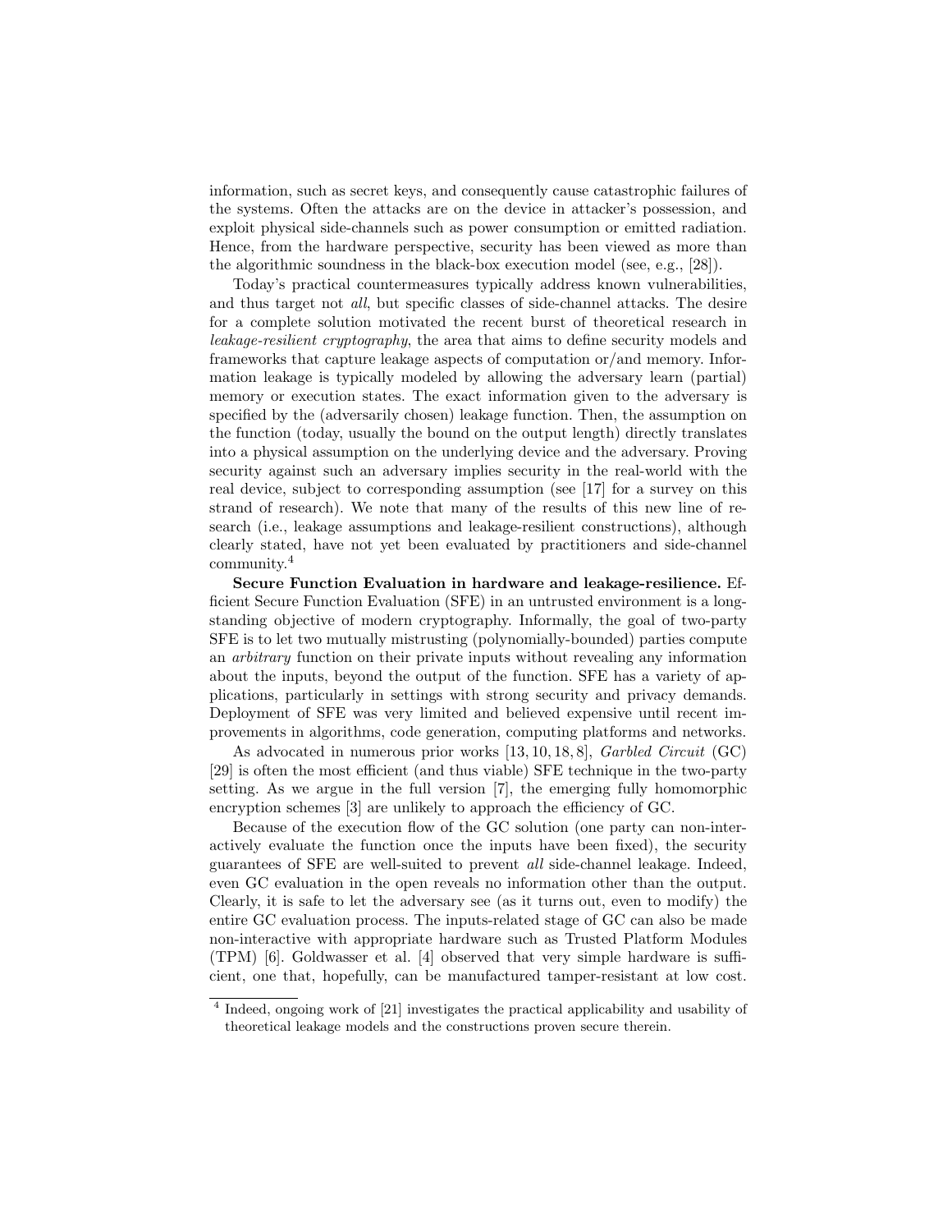information, such as secret keys, and consequently cause catastrophic failures of the systems. Often the attacks are on the device in attacker's possession, and exploit physical side-channels such as power consumption or emitted radiation. Hence, from the hardware perspective, security has been viewed as more than the algorithmic soundness in the black-box execution model (see, e.g., [28]).

Today's practical countermeasures typically address known vulnerabilities, and thus target not *all*, but specific classes of side-channel attacks. The desire for a complete solution motivated the recent burst of theoretical research in *leakage-resilient cryptography*, the area that aims to define security models and frameworks that capture leakage aspects of computation or/and memory. Information leakage is typically modeled by allowing the adversary learn (partial) memory or execution states. The exact information given to the adversary is specified by the (adversarially chosen) leakage function. Then, the assumption on the function (today, usually the bound on the output length) directly translates into a physical assumption on the underlying device and the adversary. Proving security against such an adversary implies security in the real-world with the real device, subject to corresponding assumption (see [17] for a survey on this strand of research). We note that many of the results of this new line of research (i.e., leakage assumptions and leakage-resilient constructions), although clearly stated, have not yet been evaluated by practitioners and side-channel community.[4]

**Secure Function Evaluation in hardware and leakage-resilience.** Efficient Secure Function Evaluation (SFE) in an untrusted environment is a longstanding objective of modern cryptography. Informally, the goal of two-party SFE is to let two mutually mistrusting (polynomially-bounded) parties compute an *arbitrary* function on their private inputs without revealing any information about the inputs, beyond the output of the function. SFE has a variety of applications, particularly in settings with strong security and privacy demands. Deployment of SFE was very limited and believed expensive until recent improvements in algorithms, code generation, computing platforms and networks.

As advocated in numerous prior works [13, 10, 18, 8], *Garbled Circuit* (GC) [29] is often the most efficient (and thus viable) SFE technique in the two-party setting. As we argue in the full version [7], the emerging fully homomorphic encryption schemes [3] are unlikely to approach the efficiency of GC.

Because of the execution flow of the GC solution (one party can non-interactively evaluate the function once the inputs have been fixed), the security guarantees of SFE are well-suited to prevent *all* side-channel leakage. Indeed, even GC evaluation in the open reveals no information other than the output. Clearly, it is safe to let the adversary see (as it turns out, even to modify) the entire GC evaluation process. The inputs-related stage of GC can also be made non-interactive with appropriate hardware such as Trusted Platform Modules (TPM) [6]. Goldwasser et al. [4] observed that very simple hardware is sufficient, one that, hopefully, can be manufactured tamper-resistant at low cost.

[4] Indeed, ongoing work of [21] investigates the practical applicability and usability of theoretical leakage models and the constructions proven secure therein.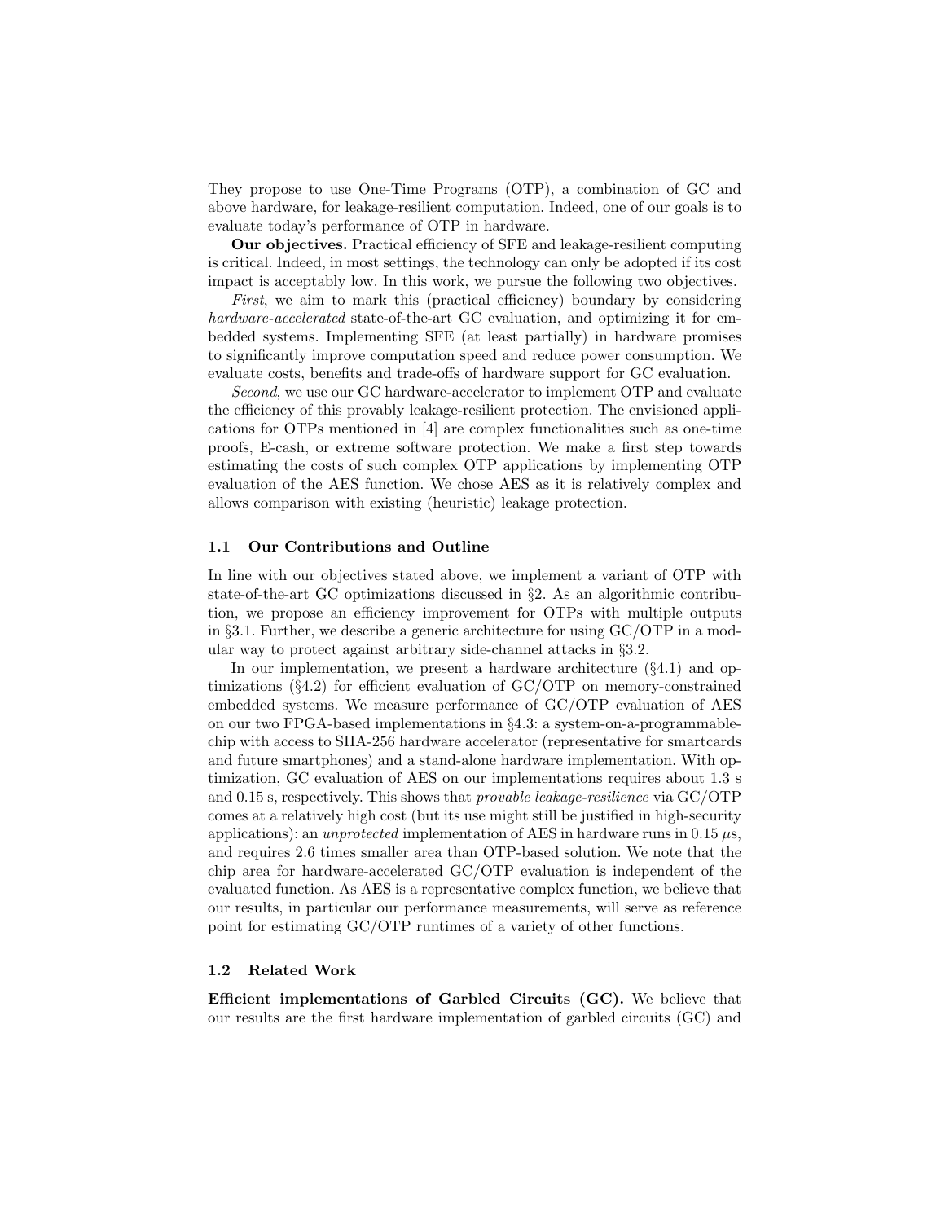They propose to use One-Time Programs (OTP), a combination of GC and above hardware, for leakage-resilient computation. Indeed, one of our goals is to evaluate today's performance of OTP in hardware.

**Our objectives.** Practical efficiency of SFE and leakage-resilient computing is critical. Indeed, in most settings, the technology can only be adopted if its cost impact is acceptably low. In this work, we pursue the following two objectives.

*First*, we aim to mark this (practical efficiency) boundary by considering *hardware-accelerated* state-of-the-art GC evaluation, and optimizing it for embedded systems. Implementing SFE (at least partially) in hardware promises to significantly improve computation speed and reduce power consumption. We evaluate costs, benefits and trade-offs of hardware support for GC evaluation.

*Second*, we use our GC hardware-accelerator to implement OTP and evaluate the efficiency of this provably leakage-resilient protection. The envisioned applications for OTPs mentioned in [4] are complex functionalities such as one-time proofs, E-cash, or extreme software protection. We make a first step towards estimating the costs of such complex OTP applications by implementing OTP evaluation of the AES function. We chose AES as it is relatively complex and allows comparison with existing (heuristic) leakage protection.

### 1.1 Our Contributions and Outline

In line with our objectives stated above, we implement a variant of OTP with state-of-the-art GC optimizations discussed in §2. As an algorithmic contribution, we propose an efficiency improvement for OTPs with multiple outputs in §3.1. Further, we describe a generic architecture for using GC/OTP in a modular way to protect against arbitrary side-channel attacks in §3.2.

In our implementation, we present a hardware architecture (§4.1) and optimizations (§4.2) for efficient evaluation of GC/OTP on memory-constrained embedded systems. We measure performance of GC/OTP evaluation of AES on our two FPGA-based implementations in §4.3: a system-on-a-programmable-chip with access to SHA-256 hardware accelerator (representative for smartcards and future smartphones) and a stand-alone hardware implementation. With optimization, GC evaluation of AES on our implementations requires about 1.3 s and 0.15 s, respectively. This shows that *provable leakage-resilience* via GC/OTP comes at a relatively high cost (but its use might still be justified in high-security applications): an *unprotected* implementation of AES in hardware runs in 0.15 $\mu$s, and requires 2.6 times smaller area than OTP-based solution. We note that the chip area for hardware-accelerated GC/OTP evaluation is independent of the evaluated function. As AES is a representative complex function, we believe that our results, in particular our performance measurements, will serve as reference point for estimating GC/OTP runtimes of a variety of other functions.

### 1.2 Related Work

**Efficient implementations of Garbled Circuits (GC).** We believe that our results are the first hardware implementation of garbled circuits (GC) and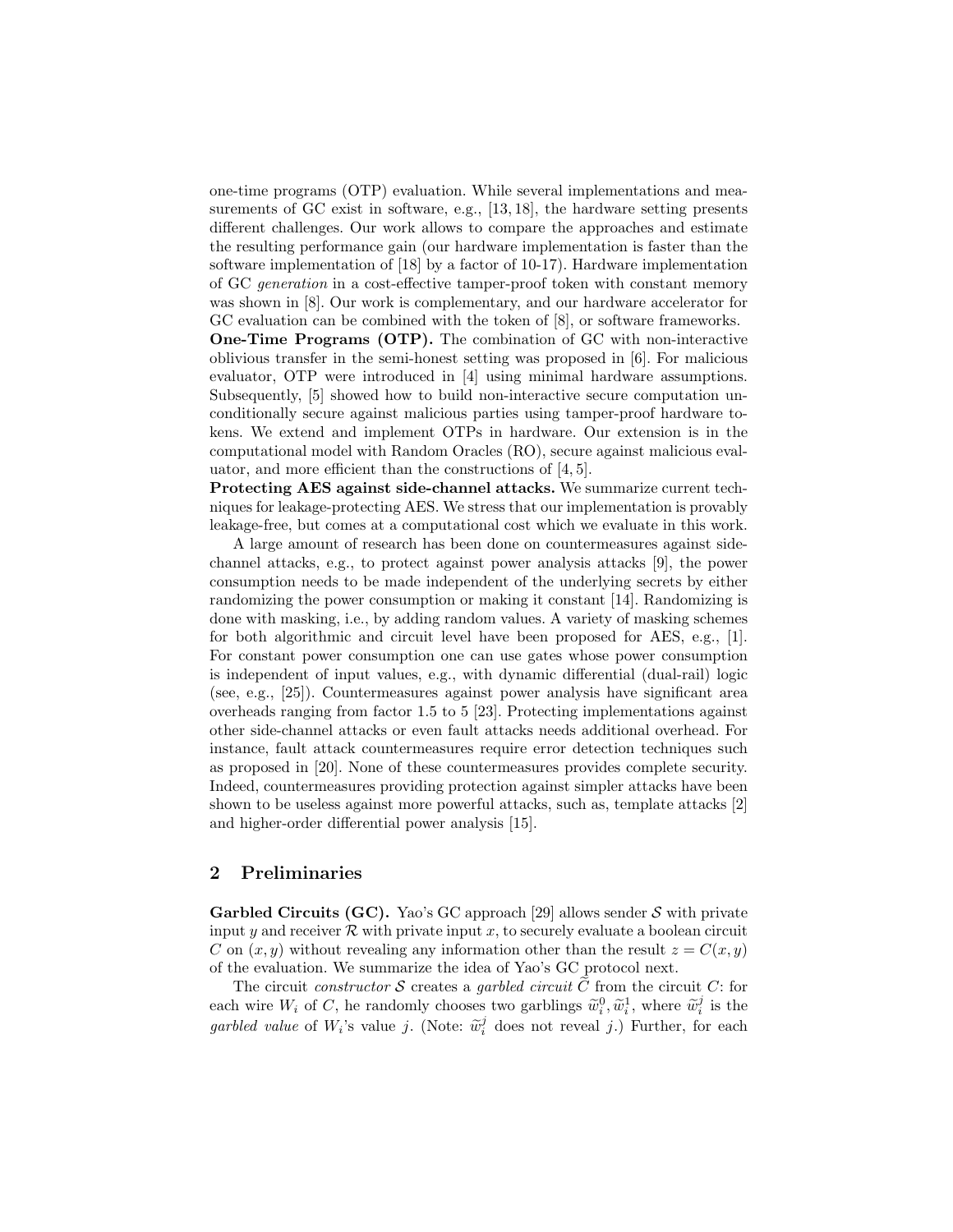one-time programs (OTP) evaluation. While several implementations and measurements of GC exist in software, e.g., [13, 18], the hardware setting presents different challenges. Our work allows to compare the approaches and estimate the resulting performance gain (our hardware implementation is faster than the software implementation of [18] by a factor of 10-17). Hardware implementation of GC *generation* in a cost-effective tamper-proof token with constant memory was shown in [8]. Our work is complementary, and our hardware accelerator for GC evaluation can be combined with the token of [8], or software frameworks.

**One-Time Programs (OTP).** The combination of GC with non-interactive oblivious transfer in the semi-honest setting was proposed in [6]. For malicious evaluator, OTP were introduced in [4] using minimal hardware assumptions. Subsequently, [5] showed how to build non-interactive secure computation unconditionally secure against malicious parties using tamper-proof hardware tokens. We extend and implement OTPs in hardware. Our extension is in the computational model with Random Oracles (RO), secure against malicious evaluator, and more efficient than the constructions of [4, 5].

**Protecting AES against side-channel attacks.** We summarize current techniques for leakage-protecting AES. We stress that our implementation is provably leakage-free, but comes at a computational cost which we evaluate in this work.

A large amount of research has been done on countermeasures against side-channel attacks, e.g., to protect against power analysis attacks [9], the power consumption needs to be made independent of the underlying secrets by either randomizing the power consumption or making it constant [14]. Randomizing is done with masking, i.e., by adding random values. A variety of masking schemes for both algorithmic and circuit level have been proposed for AES, e.g., [1]. For constant power consumption one can use gates whose power consumption is independent of input values, e.g., with dynamic differential (dual-rail) logic (see, e.g., [25]). Countermeasures against power analysis have significant area overheads ranging from factor 1.5 to 5 [23]. Protecting implementations against other side-channel attacks or even fault attacks needs additional overhead. For instance, fault attack countermeasures require error detection techniques such as proposed in [20]. None of these countermeasures provides complete security. Indeed, countermeasures providing protection against simpler attacks have been shown to be useless against more powerful attacks, such as, template attacks [2] and higher-order differential power analysis [15].

## 2 Preliminaries

**Garbled Circuits (GC).** Yao's GC approach [29] allows sender $\mathcal{S}$ with private input $y$ and receiver $\mathcal{R}$ with private input $x$, to securely evaluate a boolean circuit $C$ on $(x, y)$ without revealing any information other than the result $z = C(x, y)$ of the evaluation. We summarize the idea of Yao's GC protocol next.

The circuit *constructor* $\mathcal{S}$ creates a *garbled circuit* $\widetilde{C}$ from the circuit $C$: for each wire $W_i$ of $C$, he randomly chooses two garblings $\widetilde{w}_i^0, \widetilde{w}_i^1$, where $\widetilde{w}_i^j$ is the *garbled value* of $W_i$'s value $j$. (Note: $\widetilde{w}_i^j$ does not reveal $j$.) Further, for each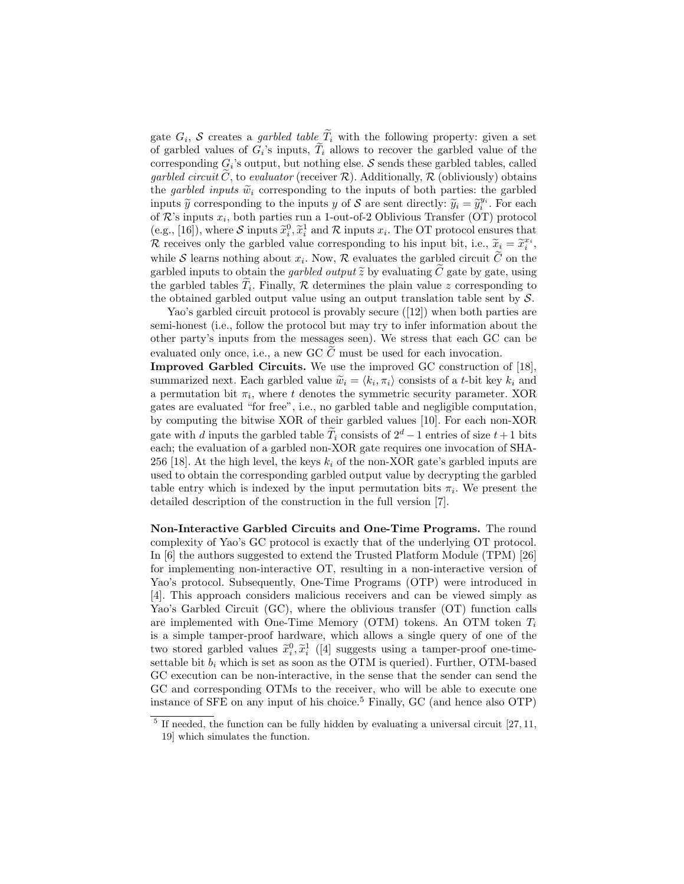gate $G_i$, $\mathcal{S}$ creates a *garbled table* $\widetilde{T}_i$ with the following property: given a set of garbled values of $G_i$'s inputs, $\widetilde{T}_i$ allows to recover the garbled value of the corresponding $G_i$'s output, but nothing else. $\mathcal{S}$ sends these garbled tables, called *garbled circuit* $\widetilde{C}$, to *evaluator* (receiver $\mathcal{R}$). Additionally, $\mathcal{R}$ (obliviously) obtains the *garbled inputs* $\widetilde{w}_i$ corresponding to the inputs of both parties: the garbled inputs $\widetilde{y}$ corresponding to the inputs $y$ of $\mathcal{S}$ are sent directly: $\widetilde{y}_i = \widetilde{y}_i^{y_i}$. For each of $\mathcal{R}$'s inputs $x_i$, both parties run a 1-out-of-2 Oblivious Transfer (OT) protocol (e.g., [16]), where $\mathcal{S}$ inputs $\widetilde{x}_i^0, \widetilde{x}_i^1$ and $\mathcal{R}$ inputs $x_i$. The OT protocol ensures that $\mathcal{R}$ receives only the garbled value corresponding to his input bit, i.e., $\widetilde{x}_i = \widetilde{x}_i^{x_i}$, while $\mathcal{S}$ learns nothing about $x_i$. Now, $\mathcal{R}$ evaluates the garbled circuit $\widetilde{C}$ on the garbled inputs to obtain the *garbled output* $\widetilde{z}$ by evaluating $\widetilde{C}$ gate by gate, using the garbled tables $\widetilde{T}_i$. Finally, $\mathcal{R}$ determines the plain value $z$ corresponding to the obtained garbled output value using an output translation table sent by $\mathcal{S}$.

Yao's garbled circuit protocol is provably secure ([12]) when both parties are semi-honest (i.e., follow the protocol but may try to infer information about the other party's inputs from the messages seen). We stress that each GC can be evaluated only once, i.e., a new GC $\widetilde{C}$ must be used for each invocation.

**Improved Garbled Circuits.** We use the improved GC construction of [18], summarized next. Each garbled value $\widetilde{w}_i = \langle k_i, \pi_i \rangle$ consists of a $t$-bit key $k_i$ and a permutation bit $\pi_i$, where $t$ denotes the symmetric security parameter. XOR gates are evaluated "for free", i.e., no garbled table and negligible computation, by computing the bitwise XOR of their garbled values [10]. For each non-XOR gate with $d$ inputs the garbled table $\widetilde{T}_i$ consists of $2^d - 1$ entries of size $t+1$ bits each; the evaluation of a garbled non-XOR gate requires one invocation of SHA-256 [18]. At the high level, the keys $k_i$ of the non-XOR gate's garbled inputs are used to obtain the corresponding garbled output value by decrypting the garbled table entry which is indexed by the input permutation bits $\pi_i$. We present the detailed description of the construction in the full version [7].

**Non-Interactive Garbled Circuits and One-Time Programs.** The round complexity of Yao's GC protocol is exactly that of the underlying OT protocol. In [6] the authors suggested to extend the Trusted Platform Module (TPM) [26] for implementing non-interactive OT, resulting in a non-interactive version of Yao's protocol. Subsequently, One-Time Programs (OTP) were introduced in [4]. This approach considers malicious receivers and can be viewed simply as Yao's Garbled Circuit (GC), where the oblivious transfer (OT) function calls are implemented with One-Time Memory (OTM) tokens. An OTM token $T_i$ is a simple tamper-proof hardware, which allows a single query of one of the two stored garbled values $\widetilde{x}_i^0, \widetilde{x}_i^1$ ([4] suggests using a tamper-proof one-time-settable bit $b_i$ which is set as soon as the OTM is queried). Further, OTM-based GC execution can be non-interactive, in the sense that the sender can send the GC and corresponding OTMs to the receiver, who will be able to execute one instance of SFE on any input of his choice.[5] Finally, GC (and hence also OTP)

[5] If needed, the function can be fully hidden by evaluating a universal circuit [27, 11, 19] which simulates the function.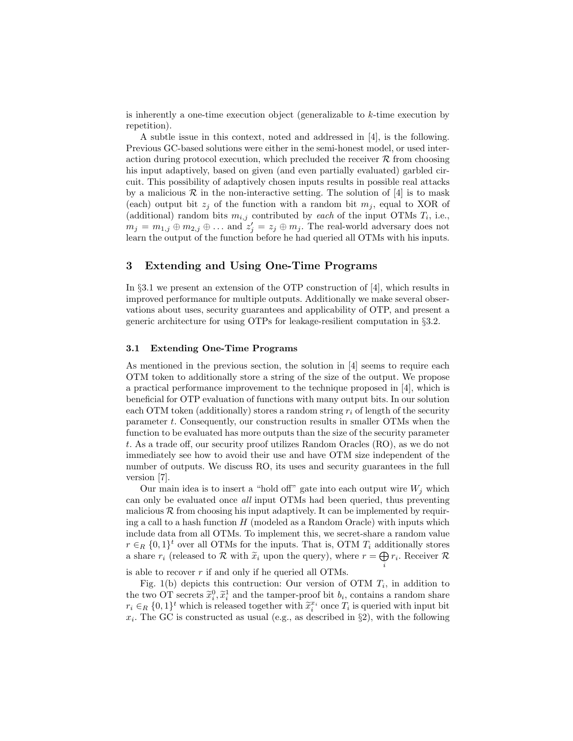is inherently a one-time execution object (generalizable to $k$-time execution by repetition).

A subtle issue in this context, noted and addressed in [4], is the following. Previous GC-based solutions were either in the semi-honest model, or used interaction during protocol execution, which precluded the receiver $\mathcal{R}$ from choosing his input adaptively, based on given (and even partially evaluated) garbled circuit. This possibility of adaptively chosen inputs results in possible real attacks by a malicious $\mathcal{R}$ in the non-interactive setting. The solution of [4] is to mask (each) output bit $z_j$ of the function with a random bit $m_j$, equal to XOR of (additional) random bits $m_{i,j}$ contributed by *each* of the input OTMs $T_i$, i.e., $m_j = m_{1,j} \oplus m_{2,j} \oplus \ldots$ and $z'_j = z_j \oplus m_j$. The real-world adversary does not learn the output of the function before he had queried all OTMs with his inputs.

## 3 Extending and Using One-Time Programs

In §3.1 we present an extension of the OTP construction of [4], which results in improved performance for multiple outputs. Additionally we make several observations about uses, security guarantees and applicability of OTP, and present a generic architecture for using OTPs for leakage-resilient computation in §3.2.

### 3.1 Extending One-Time Programs

As mentioned in the previous section, the solution in [4] seems to require each OTM token to additionally store a string of the size of the output. We propose a practical performance improvement to the technique proposed in [4], which is beneficial for OTP evaluation of functions with many output bits. In our solution each OTM token (additionally) stores a random string $r_i$ of length of the security parameter $t$. Consequently, our construction results in smaller OTMs when the function to be evaluated has more outputs than the size of the security parameter $t$. As a trade off, our security proof utilizes Random Oracles (RO), as we do not immediately see how to avoid their use and have OTM size independent of the number of outputs. We discuss RO, its uses and security guarantees in the full version [7].

Our main idea is to insert a "hold off" gate into each output wire $W_j$ which can only be evaluated once *all* input OTMs had been queried, thus preventing malicious $\mathcal{R}$ from choosing his input adaptively. It can be implemented by requiring a call to a hash function $H$ (modeled as a Random Oracle) with inputs which include data from all OTMs. To implement this, we secret-share a random value $r \in_R \{0,1\}^t$ over all OTMs for the inputs. That is, OTM $T_i$ additionally stores a share $r_i$ (released to $\mathcal{R}$ with $\widetilde{x}_i$ upon the query), where $r = \bigoplus_i r_i$. Receiver $\mathcal{R}$ is able to recover $r$ if and only if he queried all OTMs.

Fig. 1(b) depicts this contruction: Our version of OTM $T_i$, in addition to the two OT secrets $\widetilde{x}_i^0, \widetilde{x}_i^1$ and the tamper-proof bit $b_i$, contains a random share $r_i \in_R \{0,1\}^t$ which is released together with $\widetilde{x}_i^{x_i}$ once $T_i$ is queried with input bit $x_i$. The GC is constructed as usual (e.g., as described in §2), with the following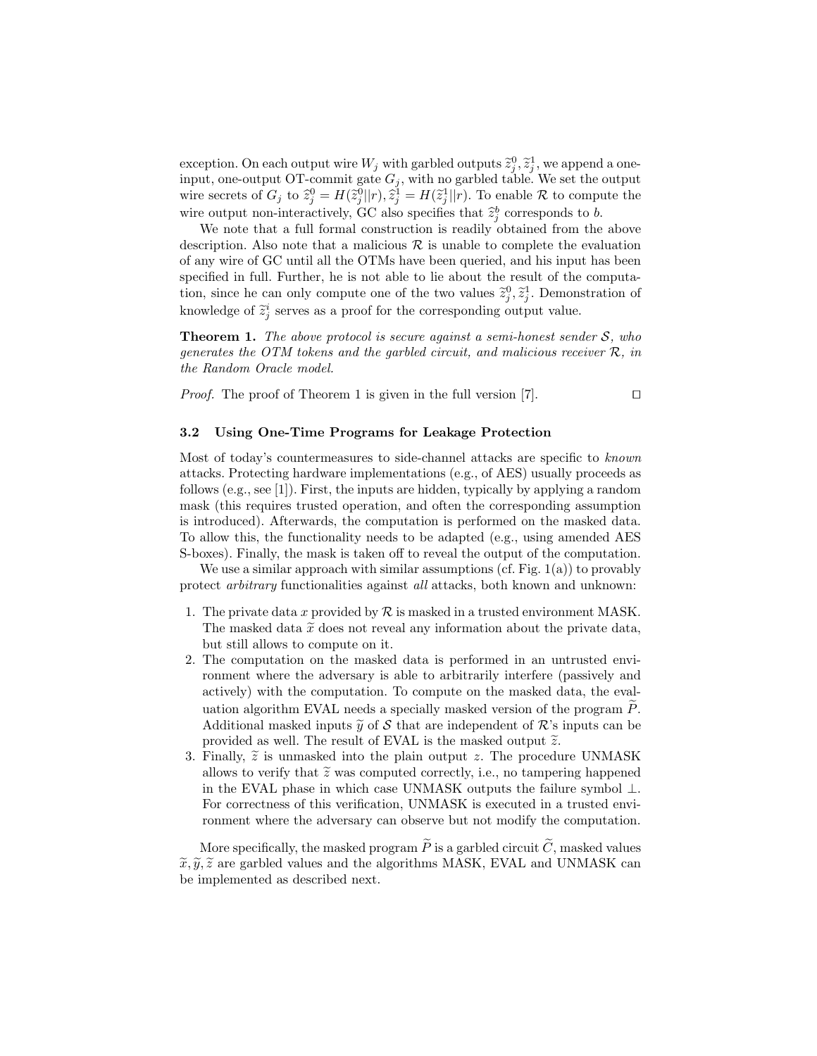exception. On each output wire $W_j$ with garbled outputs $\widetilde{z}_j^0, \widetilde{z}_j^1$, we append a one-input, one-output OT-commit gate $G_j$, with no garbled table. We set the output wire secrets of $G_j$ to $\widehat{z}_j^0 = H(\widetilde{z}_j^0||r), \widehat{z}_j^1 = H(\widetilde{z}_j^1||r)$. To enable $\mathcal{R}$ to compute the wire output non-interactively, GC also specifies that $\widehat{z}_j^b$ corresponds to $b$.

We note that a full formal construction is readily obtained from the above description. Also note that a malicious $\mathcal{R}$ is unable to complete the evaluation of any wire of GC until all the OTMs have been queried, and his input has been specified in full. Further, he is not able to lie about the result of the computation, since he can only compute one of the two values $\widetilde{z}_j^0, \widetilde{z}_j^1$. Demonstration of knowledge of $\widetilde{z}_j^i$ serves as a proof for the corresponding output value.

**Theorem 1.** *The above protocol is secure against a semi-honest sender $\mathcal{S}$, who generates the OTM tokens and the garbled circuit, and malicious receiver $\mathcal{R}$, in the Random Oracle model.*

*Proof.* The proof of Theorem 1 is given in the full version [7]. ◻

### 3.2 Using One-Time Programs for Leakage Protection

Most of today's countermeasures to side-channel attacks are specific to *known* attacks. Protecting hardware implementations (e.g., of AES) usually proceeds as follows (e.g., see [1]). First, the inputs are hidden, typically by applying a random mask (this requires trusted operation, and often the corresponding assumption is introduced). Afterwards, the computation is performed on the masked data. To allow this, the functionality needs to be adapted (e.g., using amended AES S-boxes). Finally, the mask is taken off to reveal the output of the computation.

We use a similar approach with similar assumptions (cf. Fig. 1(a)) to provably protect *arbitrary* functionalities against *all* attacks, both known and unknown:

1. The private data $x$ provided by $\mathcal{R}$ is masked in a trusted environment MASK. The masked data $\widetilde{x}$ does not reveal any information about the private data, but still allows to compute on it.
2. The computation on the masked data is performed in an untrusted environment where the adversary is able to arbitrarily interfere (passively and actively) with the computation. To compute on the masked data, the evaluation algorithm EVAL needs a specially masked version of the program $\widetilde{P}$. Additional masked inputs $\widetilde{y}$ of $\mathcal{S}$ that are independent of $\mathcal{R}$'s inputs can be provided as well. The result of EVAL is the masked output $\widetilde{z}$.
3. Finally, $\widetilde{z}$ is unmasked into the plain output $z$. The procedure UNMASK allows to verify that $\widetilde{z}$ was computed correctly, i.e., no tampering happened in the EVAL phase in which case UNMASK outputs the failure symbol $\perp$. For correctness of this verification, UNMASK is executed in a trusted environment where the adversary can observe but not modify the computation.

More specifically, the masked program $\widetilde{P}$ is a garbled circuit $\widetilde{C}$, masked values $\widetilde{x}, \widetilde{y}, \widetilde{z}$ are garbled values and the algorithms MASK, EVAL and UNMASK can be implemented as described next.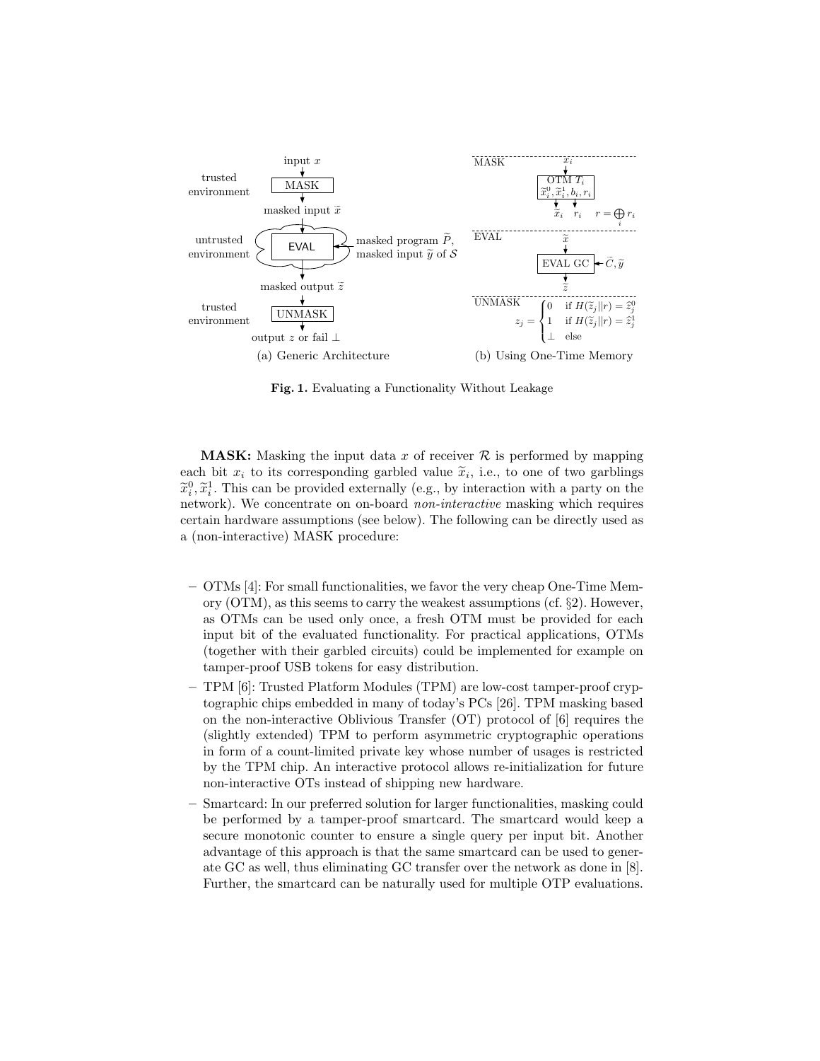**Fig. 1.** Evaluating a Functionality Without Leakage

(a) Generic Architecture

(b) Using One-Time Memory

**MASK:** Masking the input data $x$ of receiver $\mathcal{R}$ is performed by mapping each bit $x_i$ to its corresponding garbled value $\widetilde{x}_i$, i.e., to one of two garblings $\widetilde{x}_i^0, \widetilde{x}_i^1$. This can be provided externally (e.g., by interaction with a party on the network). We concentrate on on-board *non-interactive* masking which requires certain hardware assumptions (see below). The following can be directly used as a (non-interactive) MASK procedure:

- OTMs [4]: For small functionalities, we favor the very cheap One-Time Memory (OTM), as this seems to carry the weakest assumptions (cf. §2). However, as OTMs can be used only once, a fresh OTM must be provided for each input bit of the evaluated functionality. For practical applications, OTMs (together with their garbled circuits) could be implemented for example on tamper-proof USB tokens for easy distribution.
- TPM [6]: Trusted Platform Modules (TPM) are low-cost tamper-proof cryptographic chips embedded in many of today's PCs [26]. TPM masking based on the non-interactive Oblivious Transfer (OT) protocol of [6] requires the (slightly extended) TPM to perform asymmetric cryptographic operations in form of a count-limited private key whose number of usages is restricted by the TPM chip. An interactive protocol allows re-initialization for future non-interactive OTs instead of shipping new hardware.
- Smartcard: In our preferred solution for larger functionalities, masking could be performed by a tamper-proof smartcard. The smartcard would keep a secure monotonic counter to ensure a single query per input bit. Another advantage of this approach is that the same smartcard can be used to generate GC as well, thus eliminating GC transfer over the network as done in [8]. Further, the smartcard can be naturally used for multiple OTP evaluations.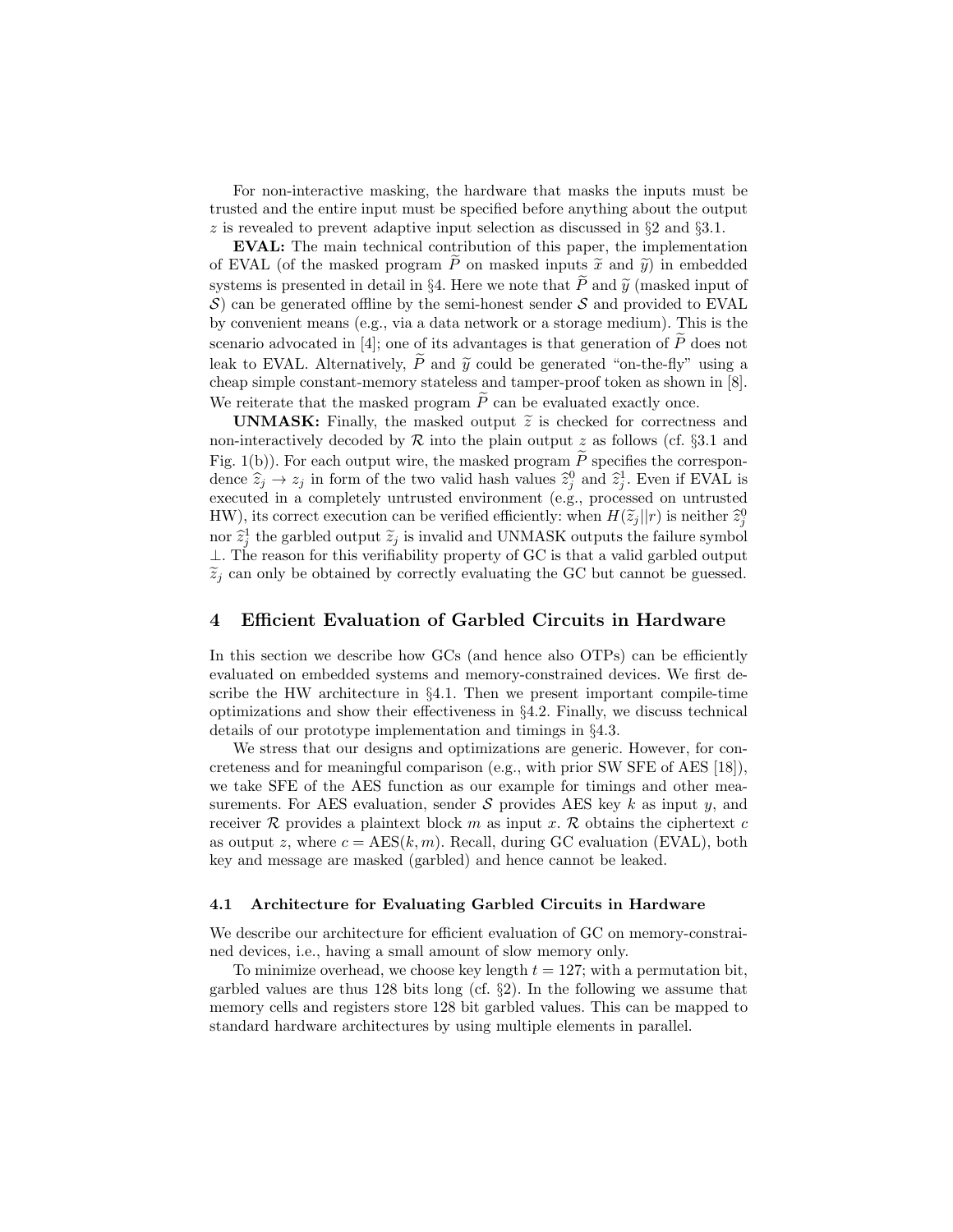For non-interactive masking, the hardware that masks the inputs must be trusted and the entire input must be specified before anything about the output $z$ is revealed to prevent adaptive input selection as discussed in §2 and §3.1.

**EVAL:** The main technical contribution of this paper, the implementation of EVAL (of the masked program $\widetilde{P}$ on masked inputs $\widetilde{x}$ and $\widetilde{y}$) in embedded systems is presented in detail in §4. Here we note that $\widetilde{P}$ and $\widetilde{y}$ (masked input of $\mathcal{S}$) can be generated offline by the semi-honest sender $\mathcal{S}$ and provided to EVAL by convenient means (e.g., via a data network or a storage medium). This is the scenario advocated in [4]; one of its advantages is that generation of $\widetilde{P}$ does not leak to EVAL. Alternatively, $\widetilde{P}$ and $\widetilde{y}$ could be generated "on-the-fly" using a cheap simple constant-memory stateless and tamper-proof token as shown in [8]. We reiterate that the masked program $\widetilde{P}$ can be evaluated exactly once.

**UNMASK:** Finally, the masked output $\widetilde{z}$ is checked for correctness and non-interactively decoded by $\mathcal{R}$ into the plain output $z$ as follows (cf. §3.1 and Fig. 1(b)). For each output wire, the masked program $\widetilde{P}$ specifies the correspondence $\widehat{z}_j \to z_j$ in form of the two valid hash values $\widehat{z}_j^0$ and $\widehat{z}_j^1$. Even if EVAL is executed in a completely untrusted environment (e.g., processed on untrusted HW), its correct execution can be verified efficiently: when $H(\widetilde{z}_j||r)$ is neither $\widehat{z}_j^0$ nor $\widehat{z}_j^1$ the garbled output $\widetilde{z}_j$ is invalid and UNMASK outputs the failure symbol $\perp$. The reason for this verifiability property of GC is that a valid garbled output $\widetilde{z}_j$ can only be obtained by correctly evaluating the GC but cannot be guessed.

## 4 Efficient Evaluation of Garbled Circuits in Hardware

In this section we describe how GCs (and hence also OTPs) can be efficiently evaluated on embedded systems and memory-constrained devices. We first describe the HW architecture in §4.1. Then we present important compile-time optimizations and show their effectiveness in §4.2. Finally, we discuss technical details of our prototype implementation and timings in §4.3.

We stress that our designs and optimizations are generic. However, for concreteness and for meaningful comparison (e.g., with prior SW SFE of AES [18]), we take SFE of the AES function as our example for timings and other measurements. For AES evaluation, sender $\mathcal{S}$ provides AES key $k$ as input $y$, and receiver $\mathcal{R}$ provides a plaintext block $m$ as input $x$. $\mathcal{R}$ obtains the ciphertext $c$ as output $z$, where $c = \text{AES}(k, m)$. Recall, during GC evaluation (EVAL), both key and message are masked (garbled) and hence cannot be leaked.

### 4.1 Architecture for Evaluating Garbled Circuits in Hardware

We describe our architecture for efficient evaluation of GC on memory-constrained devices, i.e., having a small amount of slow memory only.

To minimize overhead, we choose key length $t = 127$; with a permutation bit, garbled values are thus 128 bits long (cf. §2). In the following we assume that memory cells and registers store 128 bit garbled values. This can be mapped to standard hardware architectures by using multiple elements in parallel.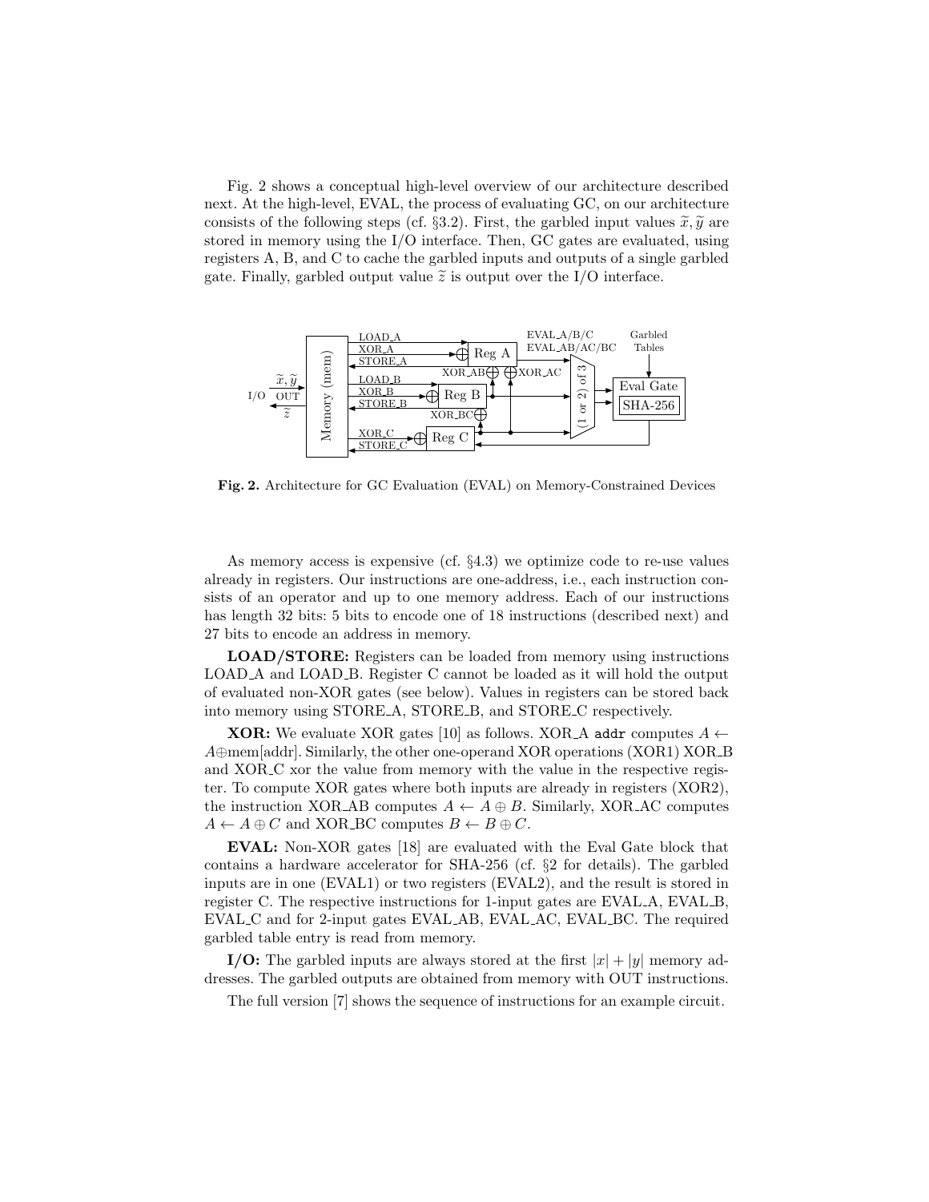Fig. 2 shows a conceptual high-level overview of our architecture described next. At the high-level, EVAL, the process of evaluating GC, on our architecture consists of the following steps (cf. §3.2). First, the garbled input values $\widetilde{x}, \widetilde{y}$ are stored in memory using the I/O interface. Then, GC gates are evaluated, using registers A, B, and C to cache the garbled inputs and outputs of a single garbled gate. Finally, garbled output value $\widetilde{z}$ is output over the I/O interface.

**Fig. 2.** Architecture for GC Evaluation (EVAL) on Memory-Constrained Devices

As memory access is expensive (cf. §4.3) we optimize code to re-use values already in registers. Our instructions are one-address, i.e., each instruction consists of an operator and up to one memory address. Each of our instructions has length 32 bits: 5 bits to encode one of 18 instructions (described next) and 27 bits to encode an address in memory.

**LOAD/STORE:** Registers can be loaded from memory using instructions LOAD_A and LOAD_B. Register C cannot be loaded as it will hold the output of evaluated non-XOR gates (see below). Values in registers can be stored back into memory using STORE_A, STORE_B, and STORE_C respectively.

**XOR:** We evaluate XOR gates [10] as follows. XOR_A `addr` computes $A \leftarrow A \oplus \text{mem[addr]}$. Similarly, the other one-operand XOR operations (XOR1) XOR_B and XOR_C xor the value from memory with the value in the respective register. To compute XOR gates where both inputs are already in registers (XOR2), the instruction XOR_AB computes $A \leftarrow A \oplus B$. Similarly, XOR_AC computes $A \leftarrow A \oplus C$ and XOR_BC computes $B \leftarrow B \oplus C$.

**EVAL:** Non-XOR gates [18] are evaluated with the Eval Gate block that contains a hardware accelerator for SHA-256 (cf. §2 for details). The garbled inputs are in one (EVAL1) or two registers (EVAL2), and the result is stored in register C. The respective instructions for 1-input gates are EVAL_A, EVAL_B, EVAL_C and for 2-input gates EVAL_AB, EVAL_AC, EVAL_BC. The required garbled table entry is read from memory.

**I/O:** The garbled inputs are always stored at the first $|x| + |y|$ memory addresses. The garbled outputs are obtained from memory with OUT instructions.

The full version [7] shows the sequence of instructions for an example circuit.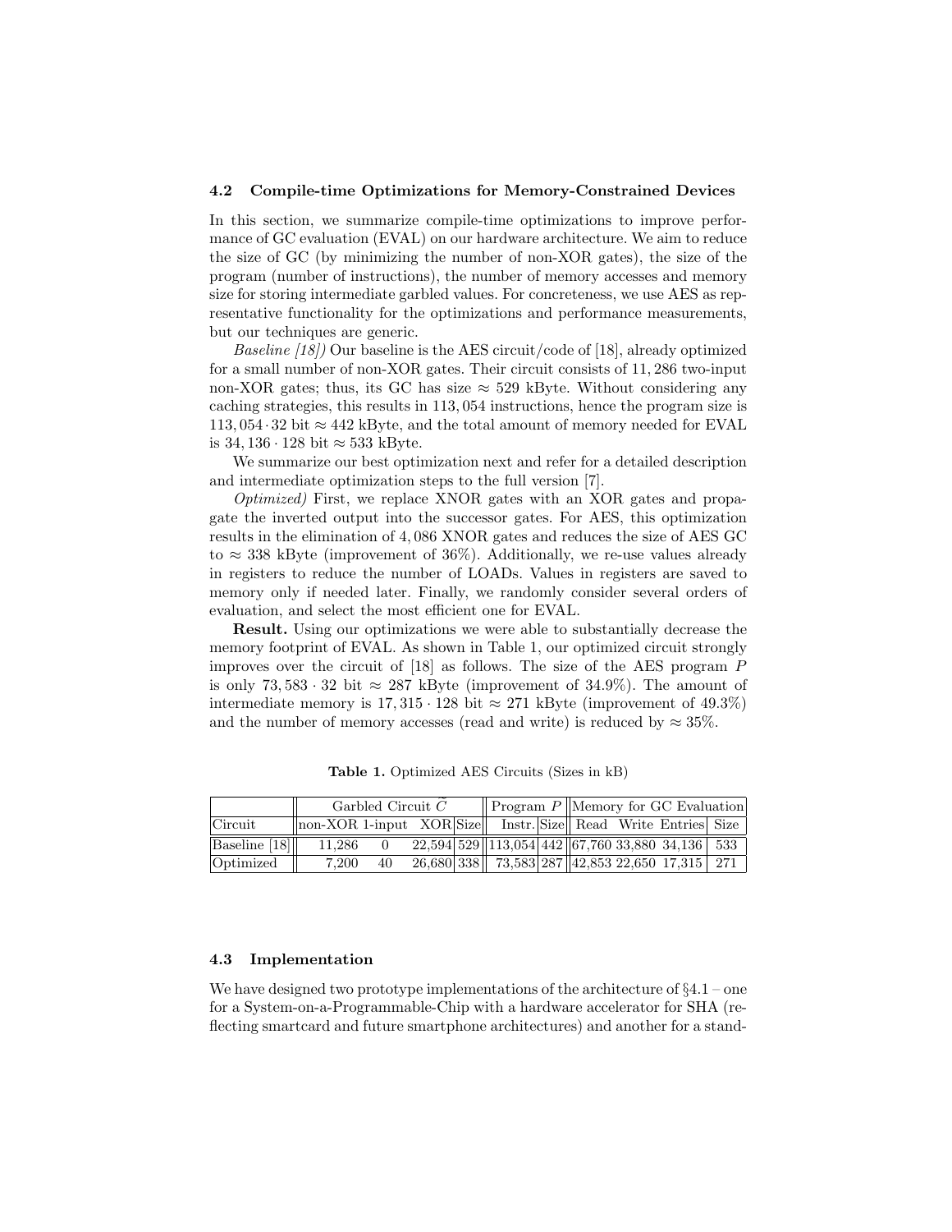### 4.2 Compile-time Optimizations for Memory-Constrained Devices

In this section, we summarize compile-time optimizations to improve performance of GC evaluation (EVAL) on our hardware architecture. We aim to reduce the size of GC (by minimizing the number of non-XOR gates), the size of the program (number of instructions), the number of memory accesses and memory size for storing intermediate garbled values. For concreteness, we use AES as representative functionality for the optimizations and performance measurements, but our techniques are generic.

*Baseline [18])* Our baseline is the AES circuit/code of [18], already optimized for a small number of non-XOR gates. Their circuit consists of 11,286 two-input non-XOR gates; thus, its GC has size $\approx$ 529 kByte. Without considering any caching strategies, this results in 113,054 instructions, hence the program size is $113,054 \cdot 32$ bit $\approx$ 442 kByte, and the total amount of memory needed for EVAL is $34,136 \cdot 128$ bit $\approx$ 533 kByte.

We summarize our best optimization next and refer for a detailed description and intermediate optimization steps to the full version [7].

*Optimized)* First, we replace XNOR gates with an XOR gates and propagate the inverted output into the successor gates. For AES, this optimization results in the elimination of 4,086 XNOR gates and reduces the size of AES GC to $\approx$ 338 kByte (improvement of 36%). Additionally, we re-use values already in registers to reduce the number of LOADs. Values in registers are saved to memory only if needed later. Finally, we randomly consider several orders of evaluation, and select the most efficient one for EVAL.

**Result.** Using our optimizations we were able to substantially decrease the memory footprint of EVAL. As shown in Table 1, our optimized circuit strongly improves over the circuit of [18] as follows. The size of the AES program $P$ is only $73,583 \cdot 32$ bit $\approx$ 287 kByte (improvement of 34.9%). The amount of intermediate memory is $17,315 \cdot 128$ bit $\approx$ 271 kByte (improvement of 49.3%) and the number of memory accesses (read and write) is reduced by $\approx$ 35%.

**Table 1.** Optimized AES Circuits (Sizes in kB)

| | Garbled Circuit $\widetilde{C}$ | | | | Program $P$ | | Memory for GC Evaluation | | | |
|---|---|---|---|---|---|---|---|---|---|---|
| Circuit | non-XOR | 1-input | XOR | Size | Instr. | Size | Read | Write | Entries | Size |
| Baseline [18] | 11,286 | 0 | 22,594 | 529 | 113,054 | 442 | 67,760 | 33,880 | 34,136 | 533 |
| Optimized | 7,200 | 40 | 26,680 | 338 | 73,583 | 287 | 42,853 | 22,650 | 17,315 | 271 |

### 4.3 Implementation

We have designed two prototype implementations of the architecture of §4.1 – one for a System-on-a-Programmable-Chip with a hardware accelerator for SHA (reflecting smartcard and future smartphone architectures) and another for a stand-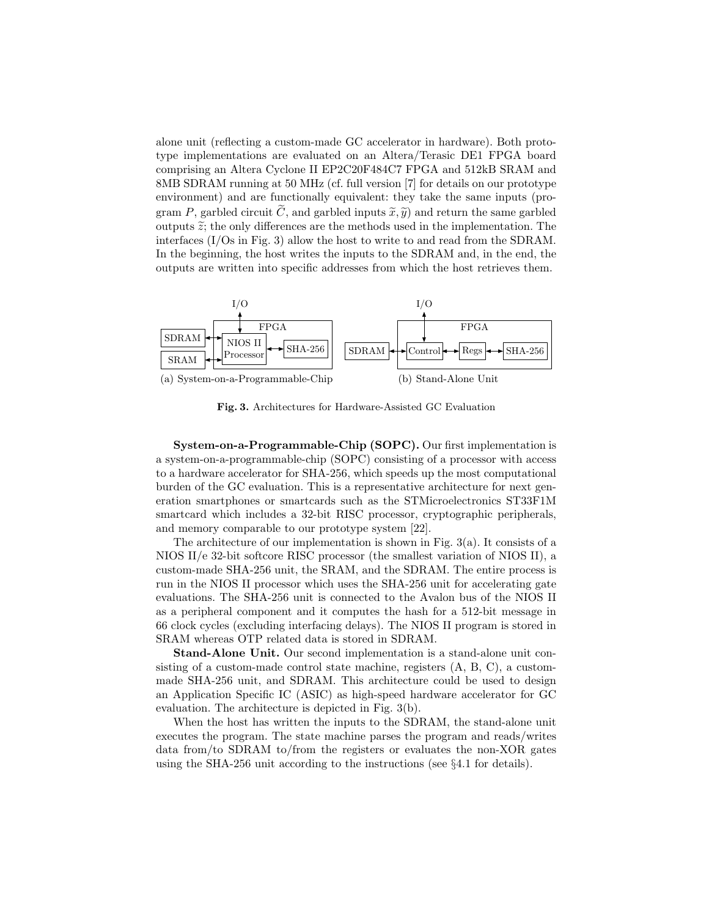alone unit (reflecting a custom-made GC accelerator in hardware). Both prototype implementations are evaluated on an Altera/Terasic DE1 FPGA board comprising an Altera Cyclone II EP2C20F484C7 FPGA and 512kB SRAM and 8MB SDRAM running at 50 MHz (cf. full version [7] for details on our prototype environment) and are functionally equivalent: they take the same inputs (program $P$, garbled circuit $\widetilde{C}$, and garbled inputs $\widetilde{x}, \widetilde{y}$) and return the same garbled outputs $\widetilde{z}$; the only differences are the methods used in the implementation. The interfaces (I/Os in Fig. 3) allow the host to write to and read from the SDRAM. In the beginning, the host writes the inputs to the SDRAM and, in the end, the outputs are written into specific addresses from which the host retrieves them.

(a) System-on-a-Programmable-Chip (b) Stand-Alone Unit

**Fig. 3.** Architectures for Hardware-Assisted GC Evaluation

**System-on-a-Programmable-Chip (SOPC).** Our first implementation is a system-on-a-programmable-chip (SOPC) consisting of a processor with access to a hardware accelerator for SHA-256, which speeds up the most computational burden of the GC evaluation. This is a representative architecture for next generation smartphones or smartcards such as the STMicroelectronics ST33F1M smartcard which includes a 32-bit RISC processor, cryptographic peripherals, and memory comparable to our prototype system [22].

The architecture of our implementation is shown in Fig. 3(a). It consists of a NIOS II/e 32-bit softcore RISC processor (the smallest variation of NIOS II), a custom-made SHA-256 unit, the SRAM, and the SDRAM. The entire process is run in the NIOS II processor which uses the SHA-256 unit for accelerating gate evaluations. The SHA-256 unit is connected to the Avalon bus of the NIOS II as a peripheral component and it computes the hash for a 512-bit message in 66 clock cycles (excluding interfacing delays). The NIOS II program is stored in SRAM whereas OTP related data is stored in SDRAM.

**Stand-Alone Unit.** Our second implementation is a stand-alone unit consisting of a custom-made control state machine, registers (A, B, C), a custom-made SHA-256 unit, and SDRAM. This architecture could be used to design an Application Specific IC (ASIC) as high-speed hardware accelerator for GC evaluation. The architecture is depicted in Fig. 3(b).

When the host has written the inputs to the SDRAM, the stand-alone unit executes the program. The state machine parses the program and reads/writes data from/to SDRAM to/from the registers or evaluates the non-XOR gates using the SHA-256 unit according to the instructions (see §4.1 for details).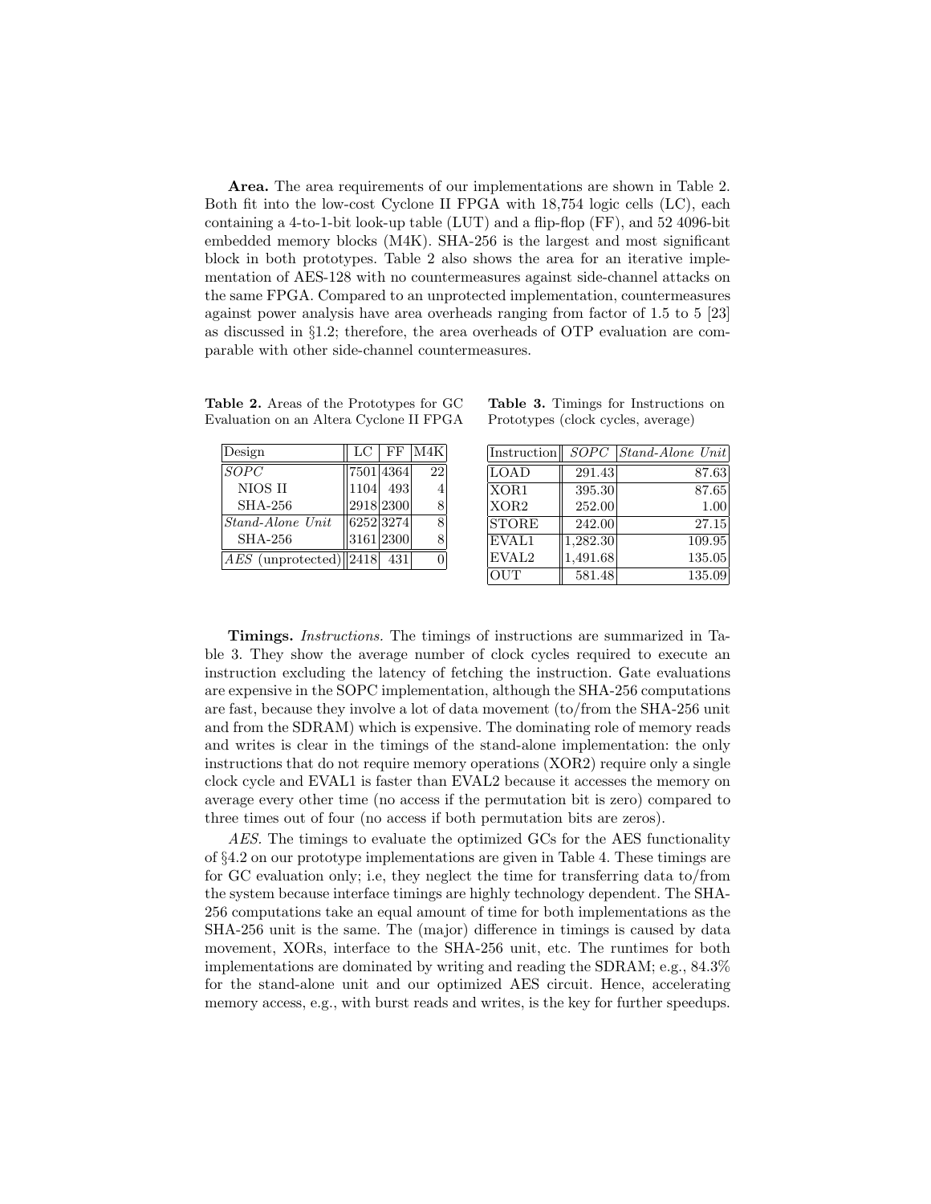**Area.** The area requirements of our implementations are shown in Table 2. Both fit into the low-cost Cyclone II FPGA with 18,754 logic cells (LC), each containing a 4-to-1-bit look-up table (LUT) and a flip-flop (FF), and 52 4096-bit embedded memory blocks (M4K). SHA-256 is the largest and most significant block in both prototypes. Table 2 also shows the area for an iterative implementation of AES-128 with no countermeasures against side-channel attacks on the same FPGA. Compared to an unprotected implementation, countermeasures against power analysis have area overheads ranging from factor of 1.5 to 5 [23] as discussed in §1.2; therefore, the area overheads of OTP evaluation are comparable with other side-channel countermeasures.

**Table 2.** Areas of the Prototypes for GC Evaluation on an Altera Cyclone II FPGA

| Design | LC | FF | M4K |
|---|---|---|---|
| *SOPC* | 7501 | 4364 | 22 |
| NIOS II | 1104 | 493 | 4 |
| SHA-256 | 2918 | 2300 | 8 |
| *Stand-Alone Unit* | 6252 | 3274 | 8 |
| SHA-256 | 3161 | 2300 | 8 |
| *AES* (unprotected) | 2418 | 431 | 0 |

**Table 3.** Timings for Instructions on Prototypes (clock cycles, average)

| Instruction | *SOPC* | *Stand-Alone Unit* |
|---|---|---|
| LOAD | 291.43 | 87.63 |
| XOR1 | 395.30 | 87.65 |
| XOR2 | 252.00 | 1.00 |
| STORE | 242.00 | 27.15 |
| EVAL1 | 1,282.30 | 109.95 |
| EVAL2 | 1,491.68 | 135.05 |
| OUT | 581.48 | 135.09 |

**Timings.** *Instructions.* The timings of instructions are summarized in Table 3. They show the average number of clock cycles required to execute an instruction excluding the latency of fetching the instruction. Gate evaluations are expensive in the SOPC implementation, although the SHA-256 computations are fast, because they involve a lot of data movement (to/from the SHA-256 unit and from the SDRAM) which is expensive. The dominating role of memory reads and writes is clear in the timings of the stand-alone implementation: the only instructions that do not require memory operations (XOR2) require only a single clock cycle and EVAL1 is faster than EVAL2 because it accesses the memory on average every other time (no access if the permutation bit is zero) compared to three times out of four (no access if both permutation bits are zeros).

*AES.* The timings to evaluate the optimized GCs for the AES functionality of §4.2 on our prototype implementations are given in Table 4. These timings are for GC evaluation only; i.e, they neglect the time for transferring data to/from the system because interface timings are highly technology dependent. The SHA-256 computations take an equal amount of time for both implementations as the SHA-256 unit is the same. The (major) difference in timings is caused by data movement, XORs, interface to the SHA-256 unit, etc. The runtimes for both implementations are dominated by writing and reading the SDRAM; e.g., 84.3% for the stand-alone unit and our optimized AES circuit. Hence, accelerating memory access, e.g., with burst reads and writes, is the key for further speedups.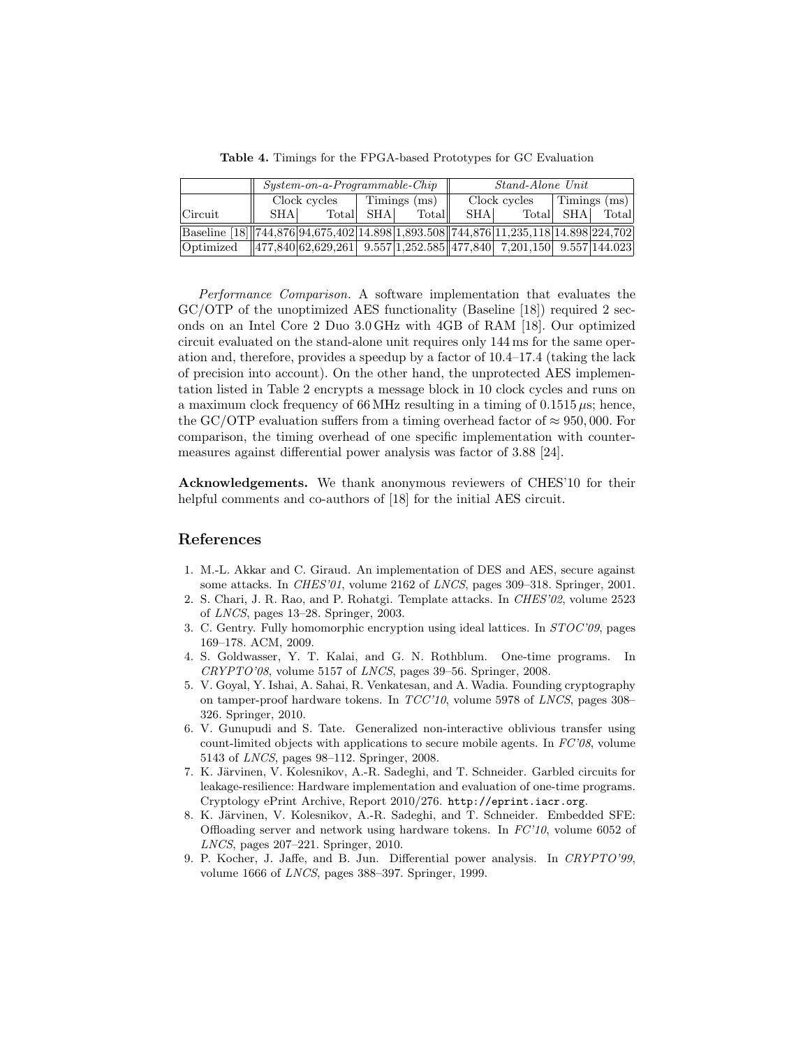**Table 4.** Timings for the FPGA-based Prototypes for GC Evaluation

| | *System-on-a-Programmable-Chip* | | | | *Stand-Alone Unit* | | | |
|---|---|---|---|---|---|---|---|---|
| | Clock cycles | | Timings (ms) | | Clock cycles | | Timings (ms) | |
| Circuit | SHA | Total | SHA | Total | SHA | Total | SHA | Total |
| Baseline [18] | 744,876 | 94,675,402 | 14.898 | 1,893.508 | 744,876 | 11,235,118 | 14.898 | 224,702 |
| Optimized | 477,840 | 62,629,261 | 9.557 | 1,252.585 | 477,840 | 7,201,150 | 9.557 | 144.023 |

*Performance Comparison.* A software implementation that evaluates the GC/OTP of the unoptimized AES functionality (Baseline [18]) required 2 seconds on an Intel Core 2 Duo 3.0 GHz with 4GB of RAM [18]. Our optimized circuit evaluated on the stand-alone unit requires only 144 ms for the same operation and, therefore, provides a speedup by a factor of 10.4–17.4 (taking the lack of precision into account). On the other hand, the unprotected AES implementation listed in Table 2 encrypts a message block in 10 clock cycles and runs on a maximum clock frequency of 66 MHz resulting in a timing of $0.1515\,\mu$s; hence, the GC/OTP evaluation suffers from a timing overhead factor of $\approx 950,000$. For comparison, the timing overhead of one specific implementation with countermeasures against differential power analysis was factor of 3.88 [24].

**Acknowledgements.** We thank anonymous reviewers of CHES'10 for their helpful comments and co-authors of [18] for the initial AES circuit.

## References

1. M.-L. Akkar and C. Giraud. An implementation of DES and AES, secure against some attacks. In *CHES'01*, volume 2162 of *LNCS*, pages 309–318. Springer, 2001.
2. S. Chari, J. R. Rao, and P. Rohatgi. Template attacks. In *CHES'02*, volume 2523 of *LNCS*, pages 13–28. Springer, 2003.
3. C. Gentry. Fully homomorphic encryption using ideal lattices. In *STOC'09*, pages 169–178. ACM, 2009.
4. S. Goldwasser, Y. T. Kalai, and G. N. Rothblum. One-time programs. In *CRYPTO'08*, volume 5157 of *LNCS*, pages 39–56. Springer, 2008.
5. V. Goyal, Y. Ishai, A. Sahai, R. Venkatesan, and A. Wadia. Founding cryptography on tamper-proof hardware tokens. In *TCC'10*, volume 5978 of *LNCS*, pages 308–326. Springer, 2010.
6. V. Gunupudi and S. Tate. Generalized non-interactive oblivious transfer using count-limited objects with applications to secure mobile agents. In *FC'08*, volume 5143 of *LNCS*, pages 98–112. Springer, 2008.
7. K. Järvinen, V. Kolesnikov, A.-R. Sadeghi, and T. Schneider. Garbled circuits for leakage-resilience: Hardware implementation and evaluation of one-time programs. Cryptology ePrint Archive, Report 2010/276. http://eprint.iacr.org.
8. K. Järvinen, V. Kolesnikov, A.-R. Sadeghi, and T. Schneider. Embedded SFE: Offloading server and network using hardware tokens. In *FC'10*, volume 6052 of *LNCS*, pages 207–221. Springer, 2010.
9. P. Kocher, J. Jaffe, and B. Jun. Differential power analysis. In *CRYPTO'99*, volume 1666 of *LNCS*, pages 388–397. Springer, 1999.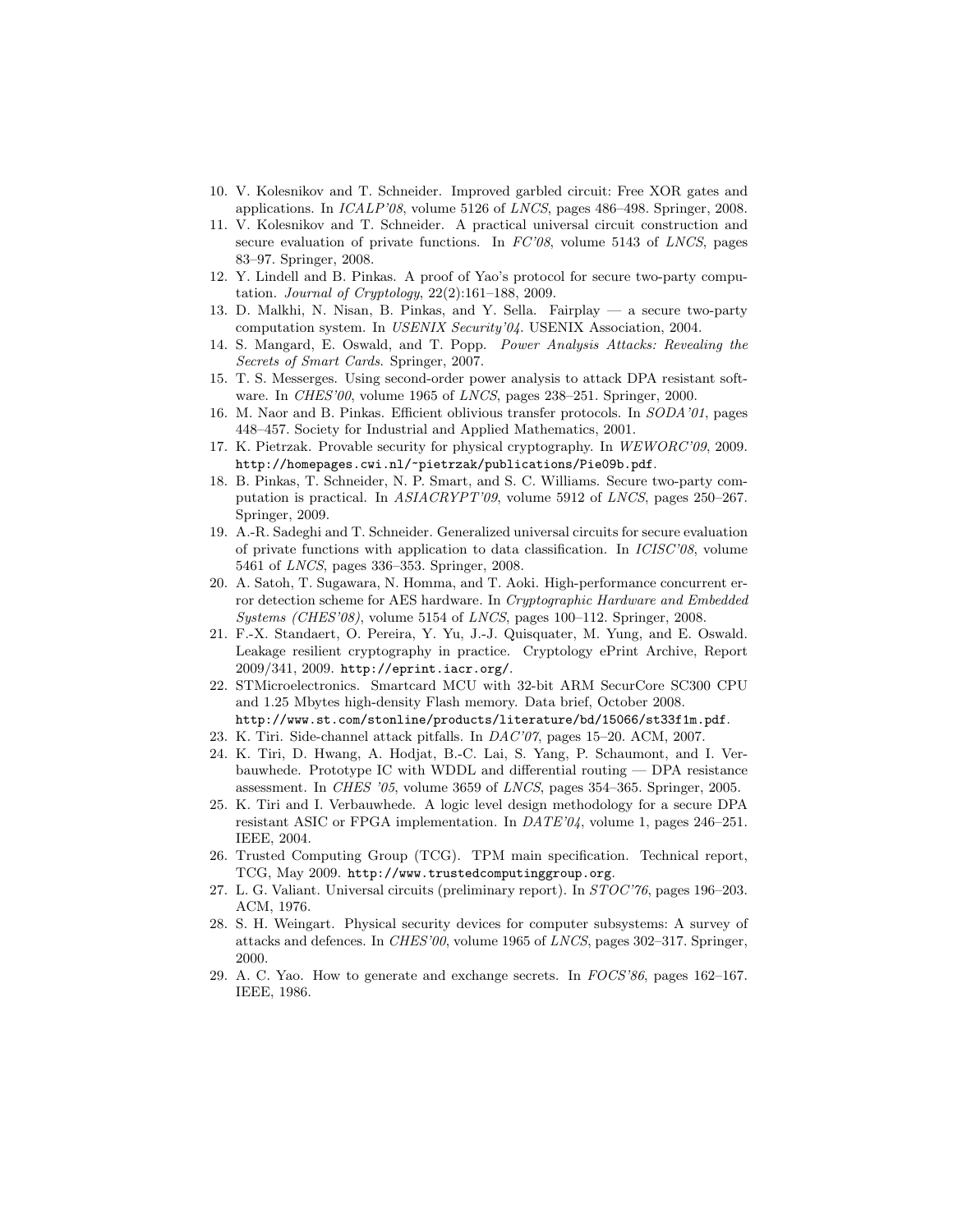10. V. Kolesnikov and T. Schneider. Improved garbled circuit: Free XOR gates and applications. In *ICALP'08*, volume 5126 of *LNCS*, pages 486–498. Springer, 2008.
11. V. Kolesnikov and T. Schneider. A practical universal circuit construction and secure evaluation of private functions. In *FC'08*, volume 5143 of *LNCS*, pages 83–97. Springer, 2008.
12. Y. Lindell and B. Pinkas. A proof of Yao's protocol for secure two-party computation. *Journal of Cryptology*, 22(2):161–188, 2009.
13. D. Malkhi, N. Nisan, B. Pinkas, and Y. Sella. Fairplay — a secure two-party computation system. In *USENIX Security'04*. USENIX Association, 2004.
14. S. Mangard, E. Oswald, and T. Popp. *Power Analysis Attacks: Revealing the Secrets of Smart Cards*. Springer, 2007.
15. T. S. Messerges. Using second-order power analysis to attack DPA resistant software. In *CHES'00*, volume 1965 of *LNCS*, pages 238–251. Springer, 2000.
16. M. Naor and B. Pinkas. Efficient oblivious transfer protocols. In *SODA'01*, pages 448–457. Society for Industrial and Applied Mathematics, 2001.
17. K. Pietrzak. Provable security for physical cryptography. In *WEWORC'09*, 2009. `http://homepages.cwi.nl/~pietrzak/publications/Pie09b.pdf`.
18. B. Pinkas, T. Schneider, N. P. Smart, and S. C. Williams. Secure two-party computation is practical. In *ASIACRYPT'09*, volume 5912 of *LNCS*, pages 250–267. Springer, 2009.
19. A.-R. Sadeghi and T. Schneider. Generalized universal circuits for secure evaluation of private functions with application to data classification. In *ICISC'08*, volume 5461 of *LNCS*, pages 336–353. Springer, 2008.
20. A. Satoh, T. Sugawara, N. Homma, and T. Aoki. High-performance concurrent error detection scheme for AES hardware. In *Cryptographic Hardware and Embedded Systems (CHES'08)*, volume 5154 of *LNCS*, pages 100–112. Springer, 2008.
21. F.-X. Standaert, O. Pereira, Y. Yu, J.-J. Quisquater, M. Yung, and E. Oswald. Leakage resilient cryptography in practice. Cryptology ePrint Archive, Report 2009/341, 2009. `http://eprint.iacr.org/`.
22. STMicroelectronics. Smartcard MCU with 32-bit ARM SecurCore SC300 CPU and 1.25 Mbytes high-density Flash memory. Data brief, October 2008. `http://www.st.com/stonline/products/literature/bd/15066/st33f1m.pdf`.
23. K. Tiri. Side-channel attack pitfalls. In *DAC'07*, pages 15–20. ACM, 2007.
24. K. Tiri, D. Hwang, A. Hodjat, B.-C. Lai, S. Yang, P. Schaumont, and I. Verbauwhede. Prototype IC with WDDL and differential routing — DPA resistance assessment. In *CHES '05*, volume 3659 of *LNCS*, pages 354–365. Springer, 2005.
25. K. Tiri and I. Verbauwhede. A logic level design methodology for a secure DPA resistant ASIC or FPGA implementation. In *DATE'04*, volume 1, pages 246–251. IEEE, 2004.
26. Trusted Computing Group (TCG). TPM main specification. Technical report, TCG, May 2009. `http://www.trustedcomputinggroup.org`.
27. L. G. Valiant. Universal circuits (preliminary report). In *STOC'76*, pages 196–203. ACM, 1976.
28. S. H. Weingart. Physical security devices for computer subsystems: A survey of attacks and defences. In *CHES'00*, volume 1965 of *LNCS*, pages 302–317. Springer, 2000.
29. A. C. Yao. How to generate and exchange secrets. In *FOCS'86*, pages 162–167. IEEE, 1986.